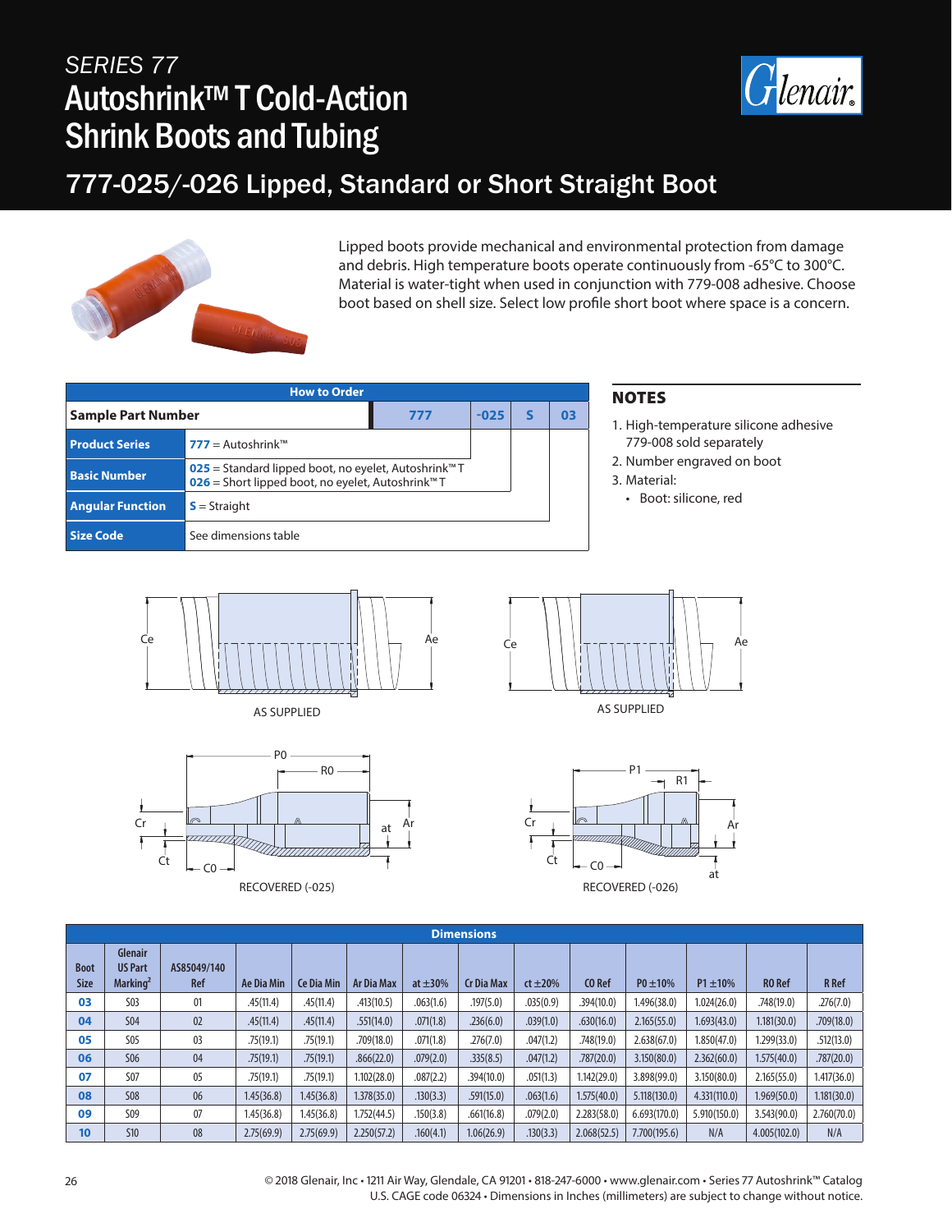SERIES 77

# Autoshrink™ T Cold-Action Shrink Boots and Tubing

## 777-025/-026 Lipped, Standard or Short Straight Boot

Lipped boots provide mechanical and environmental protection from damage and debris. High temperature boots operate continuously from -65°C to 300°C. Material is water-tight when used in conjunction with 779-008 adhesive. Choose boot based on shell size. Select low profile short boot where space is a concern.

| How to Order | | | | | |
|---|---|---|---|---|---|
| **Sample Part Number** | | 777 | -025 | S | 03 |
| **Product Series** | **777** = Autoshrink™ | | | | |
| **Basic Number** | **025** = Standard lipped boot, no eyelet, Autoshrink™ T<br>**026** = Short lipped boot, no eyelet, Autoshrink™ T | | | | |
| **Angular Function** | **S** = Straight | | | | |
| **Size Code** | See dimensions table | | | | |

### NOTES

1. High-temperature silicone adhesive 779-008 sold separately
2. Number engraved on boot
3. Material:
   - Boot: silicone, red

AS SUPPLIED

AS SUPPLIED

RECOVERED (-025)

RECOVERED (-026)

| Boot Size | Glenair US Part Marking[2] | AS85049/140 Ref | Ae Dia Min | Ce Dia Min | Ar Dia Max | at ±30% | Cr Dia Max | ct ±20% | C0 Ref | P0 ±10% | P1 ±10% | R0 Ref | R Ref |
|---|---|---|---|---|---|---|---|---|---|---|---|---|---|
| **03** | S03 | 01 | .45(11.4) | .45(11.4) | .413(10.5) | .063(1.6) | .197(5.0) | .035(0.9) | .394(10.0) | 1.496(38.0) | 1.024(26.0) | .748(19.0) | .276(7.0) |
| **04** | S04 | 02 | .45(11.4) | .45(11.4) | .551(14.0) | .071(1.8) | .236(6.0) | .039(1.0) | .630(16.0) | 2.165(55.0) | 1.693(43.0) | 1.181(30.0) | .709(18.0) |
| **05** | S05 | 03 | .75(19.1) | .75(19.1) | .709(18.0) | .071(1.8) | .276(7.0) | .047(1.2) | .748(19.0) | 2.638(67.0) | 1.850(47.0) | 1.299(33.0) | .512(13.0) |
| **06** | S06 | 04 | .75(19.1) | .75(19.1) | .866(22.0) | .079(2.0) | .335(8.5) | .047(1.2) | .787(20.0) | 3.150(80.0) | 2.362(60.0) | 1.575(40.0) | .787(20.0) |
| **07** | S07 | 05 | .75(19.1) | .75(19.1) | 1.102(28.0) | .087(2.2) | .394(10.0) | .051(1.3) | 1.142(29.0) | 3.898(99.0) | 3.150(80.0) | 2.165(55.0) | 1.417(36.0) |
| **08** | S08 | 06 | 1.45(36.8) | 1.45(36.8) | 1.378(35.0) | .130(3.3) | .591(15.0) | .063(1.6) | 1.575(40.0) | 5.118(130.0) | 4.331(110.0) | 1.969(50.0) | 1.181(30.0) |
| **09** | S09 | 07 | 1.45(36.8) | 1.45(36.8) | 1.752(44.5) | .150(3.8) | .661(16.8) | .079(2.0) | 2.283(58.0) | 6.693(170.0) | 5.910(150.0) | 3.543(90.0) | 2.760(70.0) |
| **10** | S10 | 08 | 2.75(69.9) | 2.75(69.9) | 2.250(57.2) | .160(4.1) | 1.06(26.9) | .130(3.3) | 2.068(52.5) | 7.700(195.6) | N/A | 4.005(102.0) | N/A |

© 2018 Glenair, Inc • 1211 Air Way, Glendale, CA 91201 • 818-247-6000 • www.glenair.com • Series 77 Autoshrink™ Catalog
U.S. CAGE code 06324 • Dimensions in Inches (millimeters) are subject to change without notice.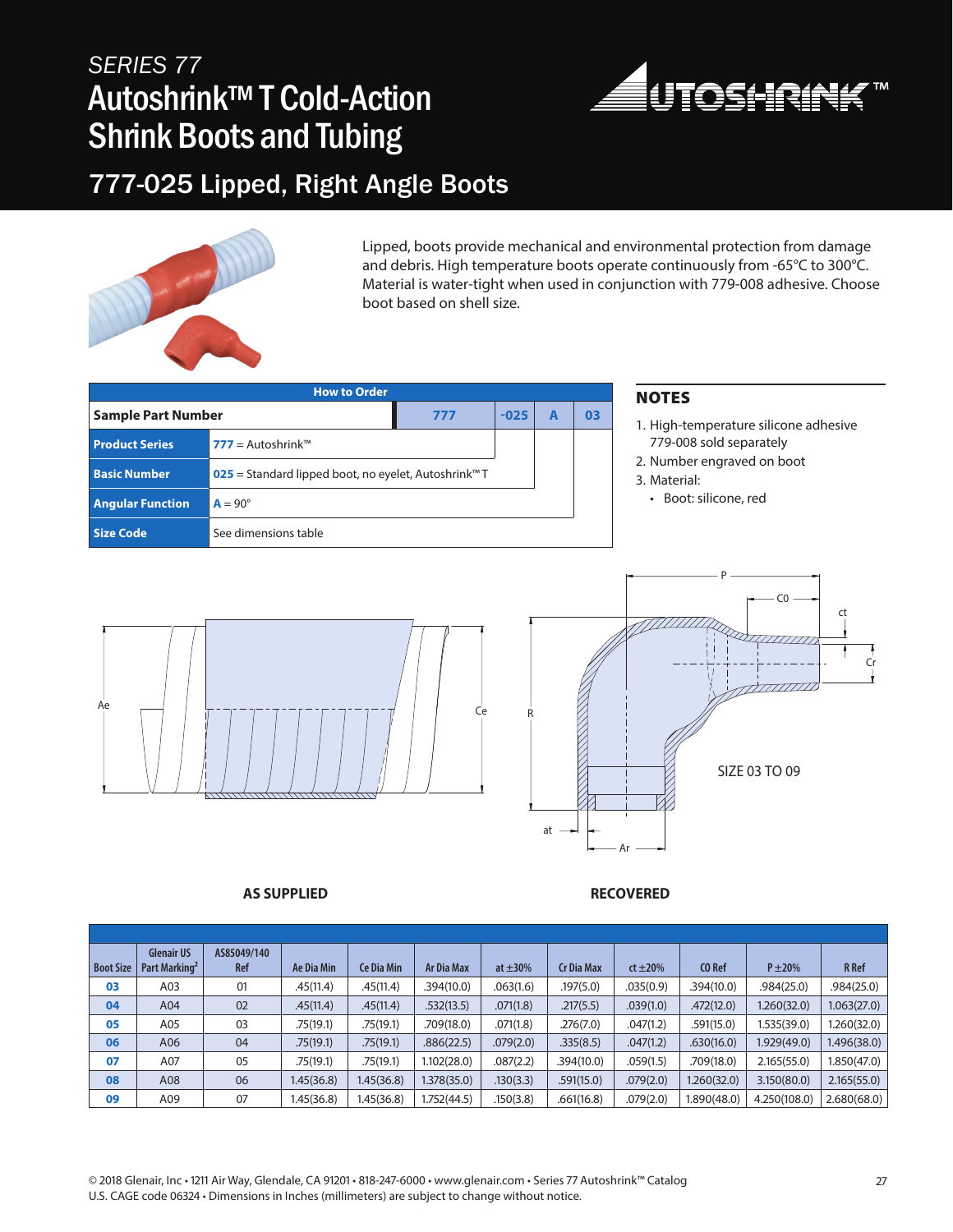SERIES 77

# Autoshrink™ T Cold-Action Shrink Boots and Tubing

## 777-025 Lipped, Right Angle Boots

Lipped, boots provide mechanical and environmental protection from damage and debris. High temperature boots operate continuously from -65°C to 300°C. Material is water-tight when used in conjunction with 779-008 adhesive. Choose boot based on shell size.

| How to Order | | | | | |
|---|---|---|---|---|---|
| **Sample Part Number** | | **777** | **-025** | **A** | **03** |
| **Product Series** | **777** = Autoshrink™ | | | | |
| **Basic Number** | **025** = Standard lipped boot, no eyelet, Autoshrink™ T | | | | |
| **Angular Function** | **A** = 90° | | | | |
| **Size Code** | See dimensions table | | | | |

### NOTES

1. High-temperature silicone adhesive 779-008 sold separately
2. Number engraved on boot
3. Material:
   - Boot: silicone, red

AS SUPPLIED

RECOVERED

SIZE 03 TO 09

| Boot Size | Glenair US Part Marking[2] | AS85049/140 Ref | Ae Dia Min | Ce Dia Min | Ar Dia Max | at ±30% | Cr Dia Max | ct ±20% | CO Ref | P ±20% | R Ref |
|---|---|---|---|---|---|---|---|---|---|---|---|
| **03** | A03 | 01 | .45(11.4) | .45(11.4) | .394(10.0) | .063(1.6) | .197(5.0) | .035(0.9) | .394(10.0) | .984(25.0) | .984(25.0) |
| **04** | A04 | 02 | .45(11.4) | .45(11.4) | .532(13.5) | .071(1.8) | .217(5.5) | .039(1.0) | .472(12.0) | 1.260(32.0) | 1.063(27.0) |
| **05** | A05 | 03 | .75(19.1) | .75(19.1) | .709(18.0) | .071(1.8) | .276(7.0) | .047(1.2) | .591(15.0) | 1.535(39.0) | 1.260(32.0) |
| **06** | A06 | 04 | .75(19.1) | .75(19.1) | .886(22.5) | .079(2.0) | .335(8.5) | .047(1.2) | .630(16.0) | 1.929(49.0) | 1.496(38.0) |
| **07** | A07 | 05 | .75(19.1) | .75(19.1) | 1.102(28.0) | .087(2.2) | .394(10.0) | .059(1.5) | .709(18.0) | 2.165(55.0) | 1.850(47.0) |
| **08** | A08 | 06 | 1.45(36.8) | 1.45(36.8) | 1.378(35.0) | .130(3.3) | .591(15.0) | .079(2.0) | 1.260(32.0) | 3.150(80.0) | 2.165(55.0) |
| **09** | A09 | 07 | 1.45(36.8) | 1.45(36.8) | 1.752(44.5) | .150(3.8) | .661(16.8) | .079(2.0) | 1.890(48.0) | 4.250(108.0) | 2.680(68.0) |

© 2018 Glenair, Inc • 1211 Air Way, Glendale, CA 91201 • 818-247-6000 • www.glenair.com • Series 77 Autoshrink™ Catalog
U.S. CAGE code 06324 • Dimensions in Inches (millimeters) are subject to change without notice.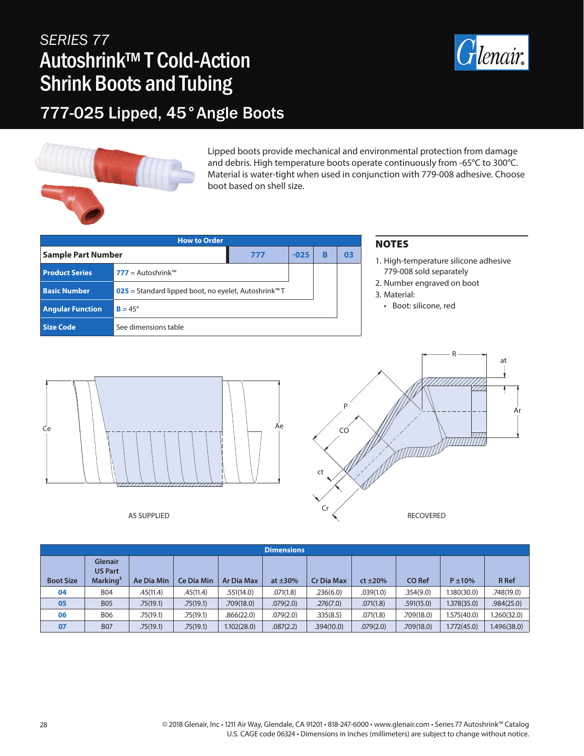# SERIES 77

# Autoshrink™ T Cold-Action Shrink Boots and Tubing

## 777-025 Lipped, 45° Angle Boots

Lipped boots provide mechanical and environmental protection from damage and debris. High temperature boots operate continuously from -65°C to 300°C. Material is water-tight when used in conjunction with 779-008 adhesive. Choose boot based on shell size.

| How to Order | | | | |
|---|---|---|---|---|
| **Sample Part Number** | **777** | **-025** | **B** | **03** |
| **Product Series** | **777** = Autoshrink™ | | | |
| **Basic Number** | **025** = Standard lipped boot, no eyelet, Autoshrink™ T | | | |
| **Angular Function** | **B** = 45° | | | |
| **Size Code** | See dimensions table | | | |

### NOTES

1. High-temperature silicone adhesive 779-008 sold separately
2. Number engraved on boot
3. Material:
   - Boot: silicone, red

Ce

Ae

AS SUPPLIED

R

at

Ar

P

CO

ct

Cr

RECOVERED

| Dimensions | | | | | | | | | | |
|---|---|---|---|---|---|---|---|---|---|---|
| **Boot Size** | **Glenair US Part Marking[2]** | **Ae Dia Min** | **Ce Dia Min** | **Ar Dia Max** | **at ±30%** | **Cr Dia Max** | **ct ±20%** | **CO Ref** | **P ±10%** | **R Ref** |
| **04** | B04 | .45(11.4) | .45(11.4) | .551(14.0) | .071(1.8) | .236(6.0) | .039(1.0) | .354(9.0) | 1.180(30.0) | .748(19.0) |
| **05** | B05 | .75(19.1) | .75(19.1) | .709(18.0) | .079(2.0) | .276(7.0) | .071(1.8) | .591(15.0) | 1.378(35.0) | .984(25.0) |
| **06** | B06 | .75(19.1) | .75(19.1) | .866(22.0) | .079(2.0) | .335(8.5) | .071(1.8) | .709(18.0) | 1.575(40.0) | 1.260(32.0) |
| **07** | B07 | .75(19.1) | .75(19.1) | 1.102(28.0) | .087(2.2) | .394(10.0) | .079(2.0) | .709(18.0) | 1.772(45.0) | 1.496(38.0) |

© 2018 Glenair, Inc • 1211 Air Way, Glendale, CA 91201 • 818-247-6000 • www.glenair.com • Series 77 Autoshrink™ Catalog
U.S. CAGE code 06324 • Dimensions in Inches (millimeters) are subject to change without notice.